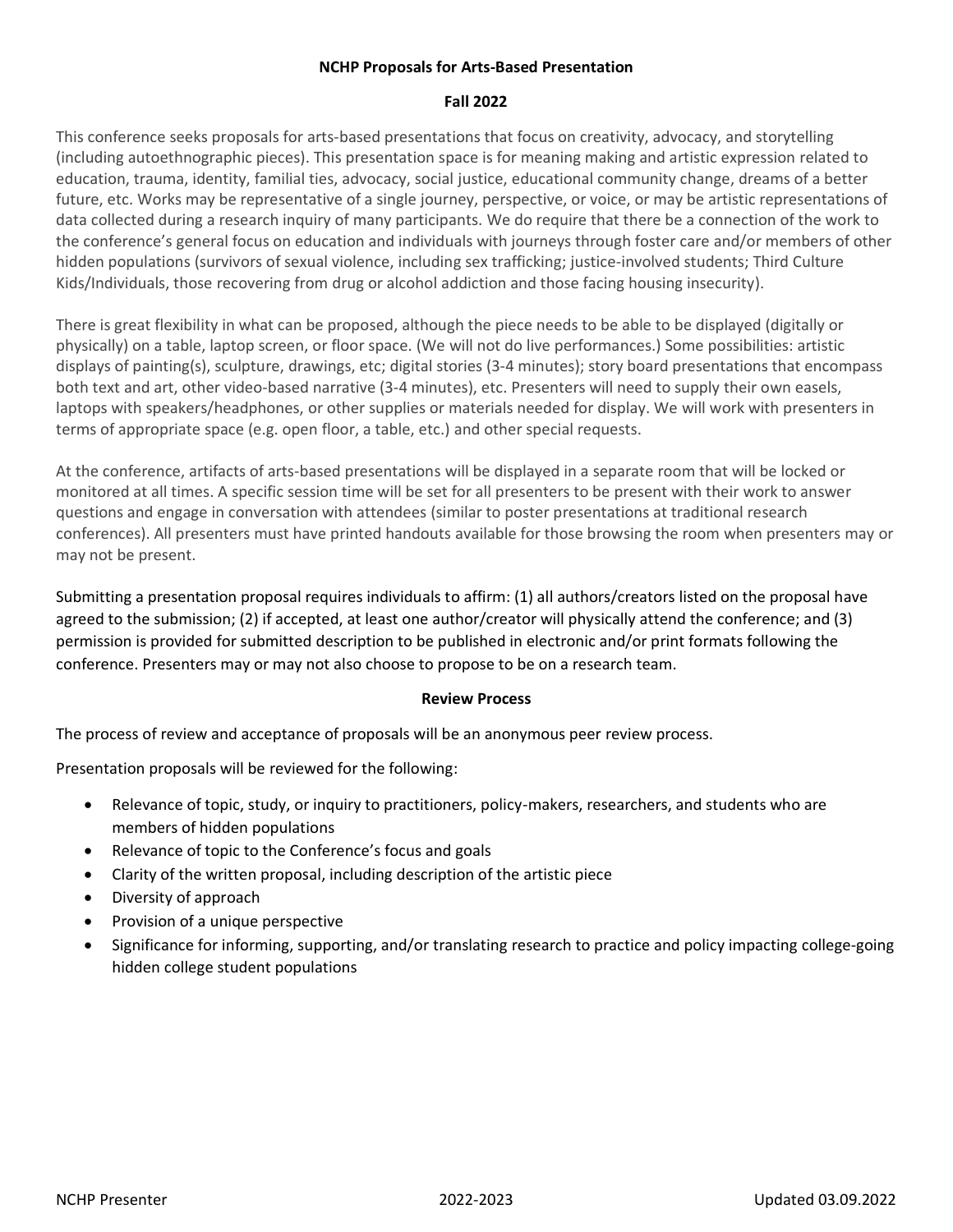# NCHP Proposals for Arts-Based Presentation

## Fall 2022

This conference seeks proposals for arts-based presentations that focus on creativity, advocacy, and storytelling (including autoethnographic pieces). This presentation space is for meaning making and artistic expression related to education, trauma, identity, familial ties, advocacy, social justice, educational community change, dreams of a better future, etc. Works may be representative of a single journey, perspective, or voice, or may be artistic representations of data collected during a research inquiry of many participants. We do require that there be a connection of the work to the conference's general focus on education and individuals with journeys through foster care and/or members of other hidden populations (survivors of sexual violence, including sex trafficking; justice-involved students; Third Culture Kids/Individuals, those recovering from drug or alcohol addiction and those facing housing insecurity).

There is great flexibility in what can be proposed, although the piece needs to be able to be displayed (digitally or physically) on a table, laptop screen, or floor space. (We will not do live performances.) Some possibilities: artistic displays of painting(s), sculpture, drawings, etc; digital stories (3-4 minutes); story board presentations that encompass both text and art, other video-based narrative (3-4 minutes), etc. Presenters will need to supply their own easels, laptops with speakers/headphones, or other supplies or materials needed for display. We will work with presenters in terms of appropriate space (e.g. open floor, a table, etc.) and other special requests.

At the conference, artifacts of arts-based presentations will be displayed in a separate room that will be locked or monitored at all times. A specific session time will be set for all presenters to be present with their work to answer questions and engage in conversation with attendees (similar to poster presentations at traditional research conferences). All presenters must have printed handouts available for those browsing the room when presenters may or may not be present.

Submitting a presentation proposal requires individuals to affirm: (1) all authors/creators listed on the proposal have agreed to the submission; (2) if accepted, at least one author/creator will physically attend the conference; and (3) permission is provided for submitted description to be published in electronic and/or print formats following the conference. Presenters may or may not also choose to propose to be on a research team.

## Review Process

The process of review and acceptance of proposals will be an anonymous peer review process.

Presentation proposals will be reviewed for the following:

- Relevance of topic, study, or inquiry to practitioners, policy-makers, researchers, and students who are members of hidden populations
- Relevance of topic to the Conference's focus and goals
- Clarity of the written proposal, including description of the artistic piece
- Diversity of approach
- Provision of a unique perspective
- Significance for informing, supporting, and/or translating research to practice and policy impacting college-going hidden college student populations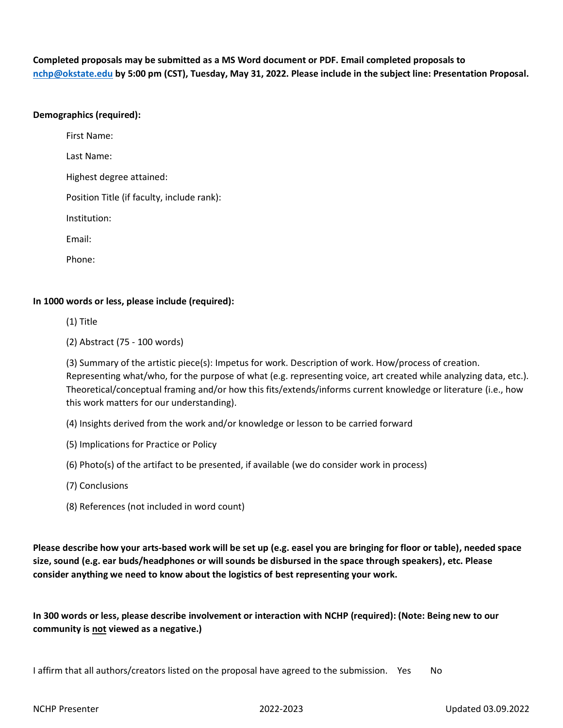**Completed proposals may be submitted as a MS Word document or PDF. Email completed proposals to nchp@okstate.edu by 5:00 pm (CST), Tuesday, May 31, 2022. Please include in the subject line: Presentation Proposal.**

**Demographics (required):**

First Name:

Last Name:

Highest degree attained:

Position Title (if faculty, include rank):

Institution:

Email:

Phone:

**In 1000 words or less, please include (required):**

(1) Title

(2) Abstract (75 - 100 words)

(3) Summary of the artistic piece(s): Impetus for work. Description of work. How/process of creation. Representing what/who, for the purpose of what (e.g. representing voice, art created while analyzing data, etc.). Theoretical/conceptual framing and/or how this fits/extends/informs current knowledge or literature (i.e., how this work matters for our understanding).

(4) Insights derived from the work and/or knowledge or lesson to be carried forward

(5) Implications for Practice or Policy

(6) Photo(s) of the artifact to be presented, if available (we do consider work in process)

(7) Conclusions

(8) References (not included in word count)

**Please describe how your arts-based work will be set up (e.g. easel you are bringing for floor or table), needed space size, sound (e.g. ear buds/headphones or will sounds be disbursed in the space through speakers), etc. Please consider anything we need to know about the logistics of best representing your work.**

**In 300 words or less, please describe involvement or interaction with NCHP (required): (Note: Being new to our community is <u>not</u> viewed as a negative.)**

I affirm that all authors/creators listed on the proposal have agreed to the submission. Yes No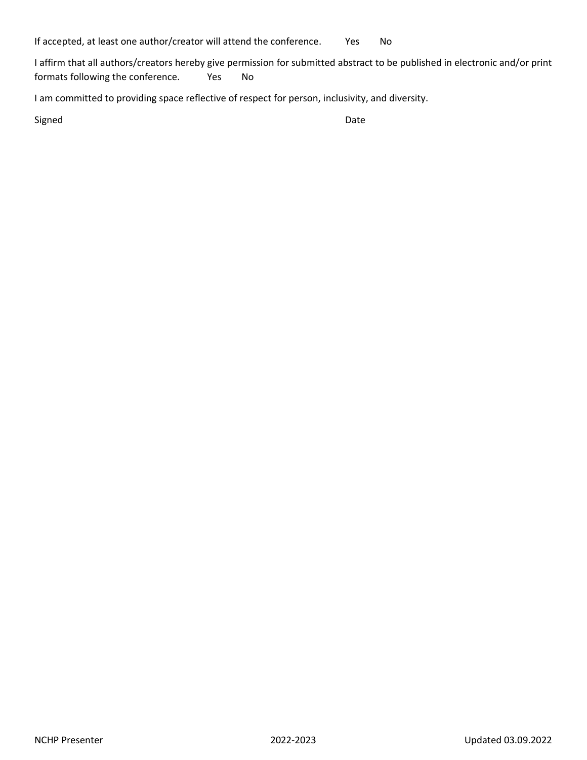If accepted, at least one author/creator will attend the conference. Yes No

I affirm that all authors/creators hereby give permission for submitted abstract to be published in electronic and/or print formats following the conference. Yes No

I am committed to providing space reflective of respect for person, inclusivity, and diversity.

Signed Date